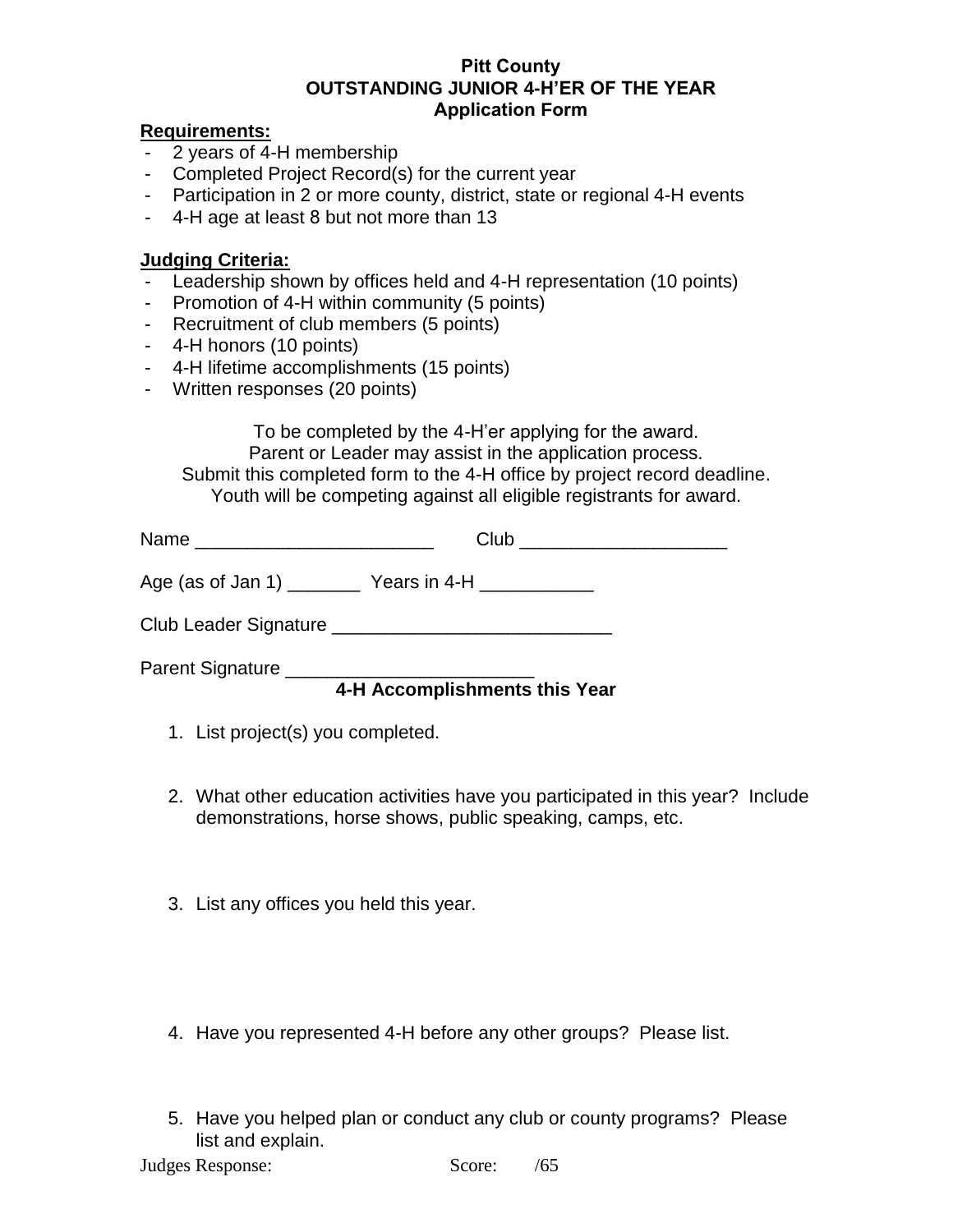**Pitt County**
**OUTSTANDING JUNIOR 4-H'ER OF THE YEAR**
**Application Form**

**Requirements:**

- 2 years of 4-H membership
- Completed Project Record(s) for the current year
- Participation in 2 or more county, district, state or regional 4-H events
- 4-H age at least 8 but not more than 13

**Judging Criteria:**

- Leadership shown by offices held and 4-H representation (10 points)
- Promotion of 4-H within community (5 points)
- Recruitment of club members (5 points)
- 4-H honors (10 points)
- 4-H lifetime accomplishments (15 points)
- Written responses (20 points)

To be completed by the 4-H'er applying for the award.
Parent or Leader may assist in the application process.
Submit this completed form to the 4-H office by project record deadline.
Youth will be competing against all eligible registrants for award.

Name ______________________ Club ___________________

Age (as of Jan 1) _______ Years in 4-H __________

Club Leader Signature __________________________

Parent Signature _______________________

**4-H Accomplishments this Year**

1. List project(s) you completed.

2. What other education activities have you participated in this year? Include demonstrations, horse shows, public speaking, camps, etc.

3. List any offices you held this year.

4. Have you represented 4-H before any other groups? Please list.

5. Have you helped plan or conduct any club or county programs? Please list and explain.

Judges Response: Score: /65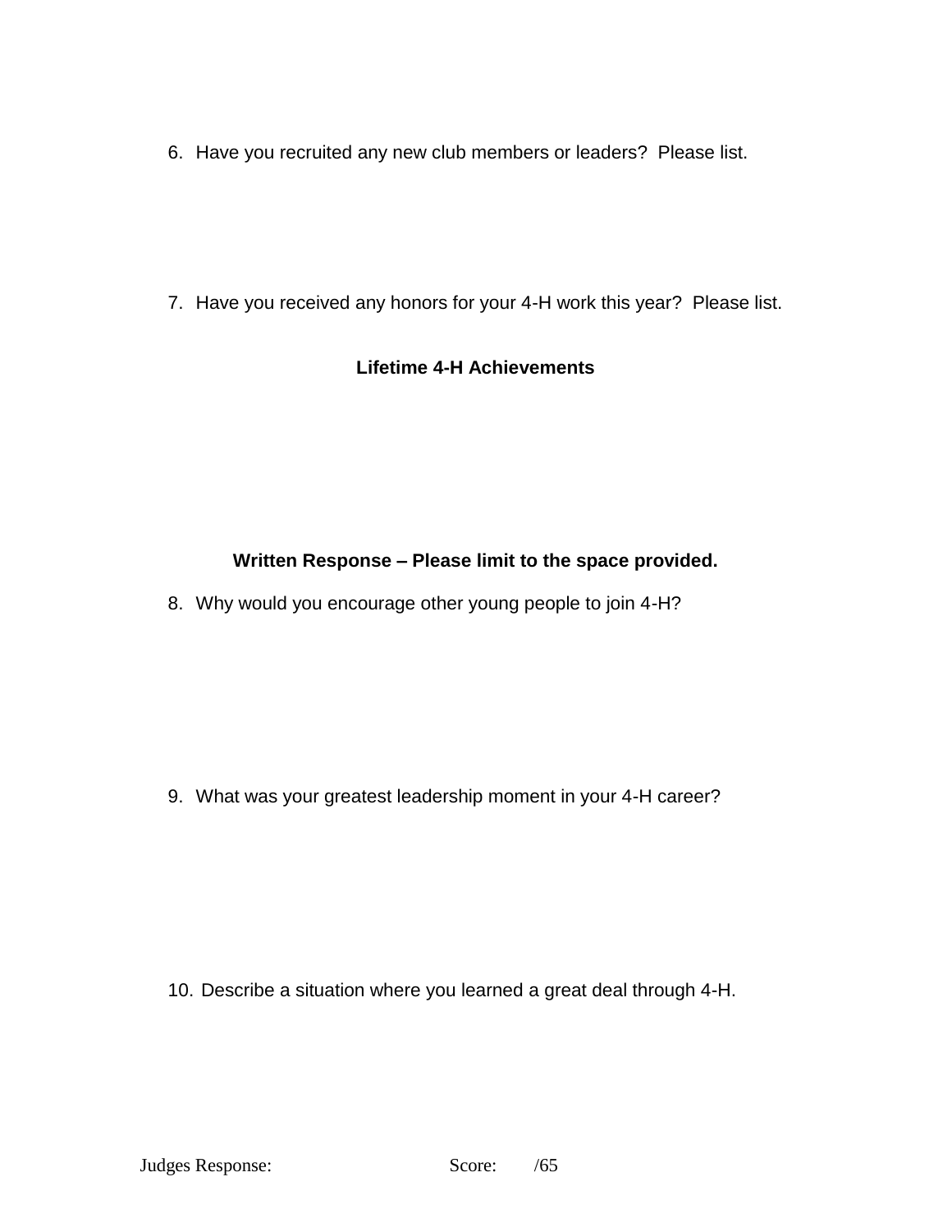6. Have you recruited any new club members or leaders? Please list.

7. Have you received any honors for your 4-H work this year? Please list.

**Lifetime 4-H Achievements**

**Written Response – Please limit to the space provided.**

8. Why would you encourage other young people to join 4-H?

9. What was your greatest leadership moment in your 4-H career?

10. Describe a situation where you learned a great deal through 4-H.

Judges Response: Score: /65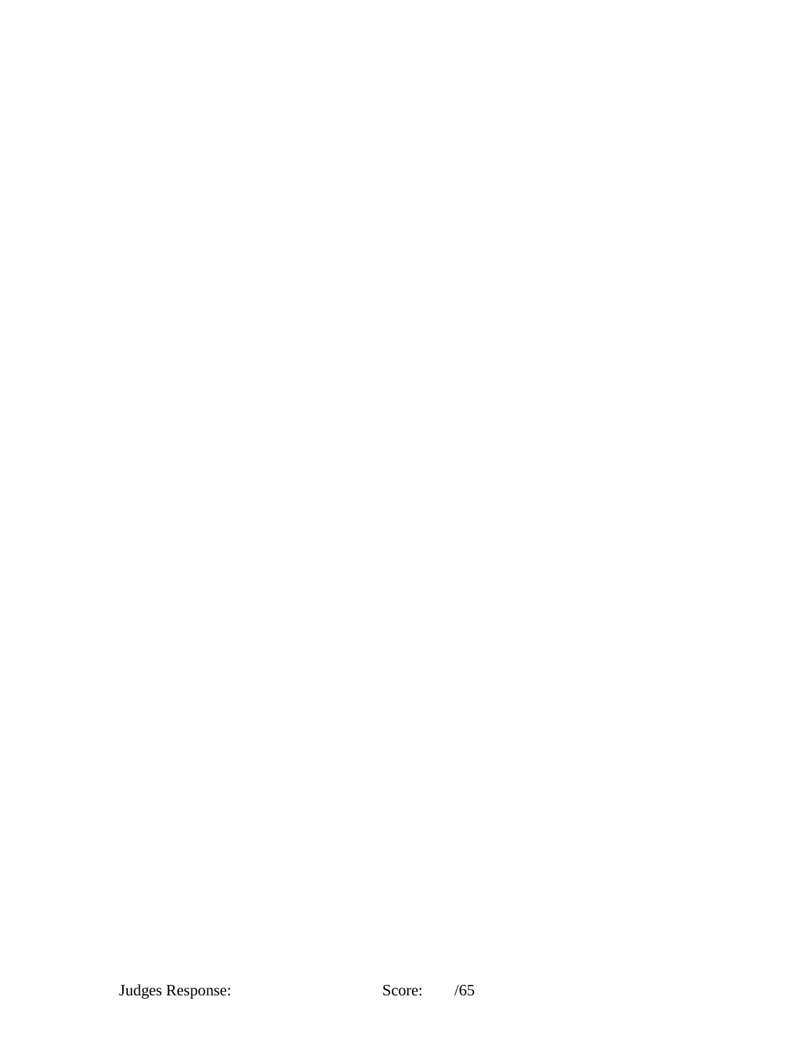Judges Response: Score: /65